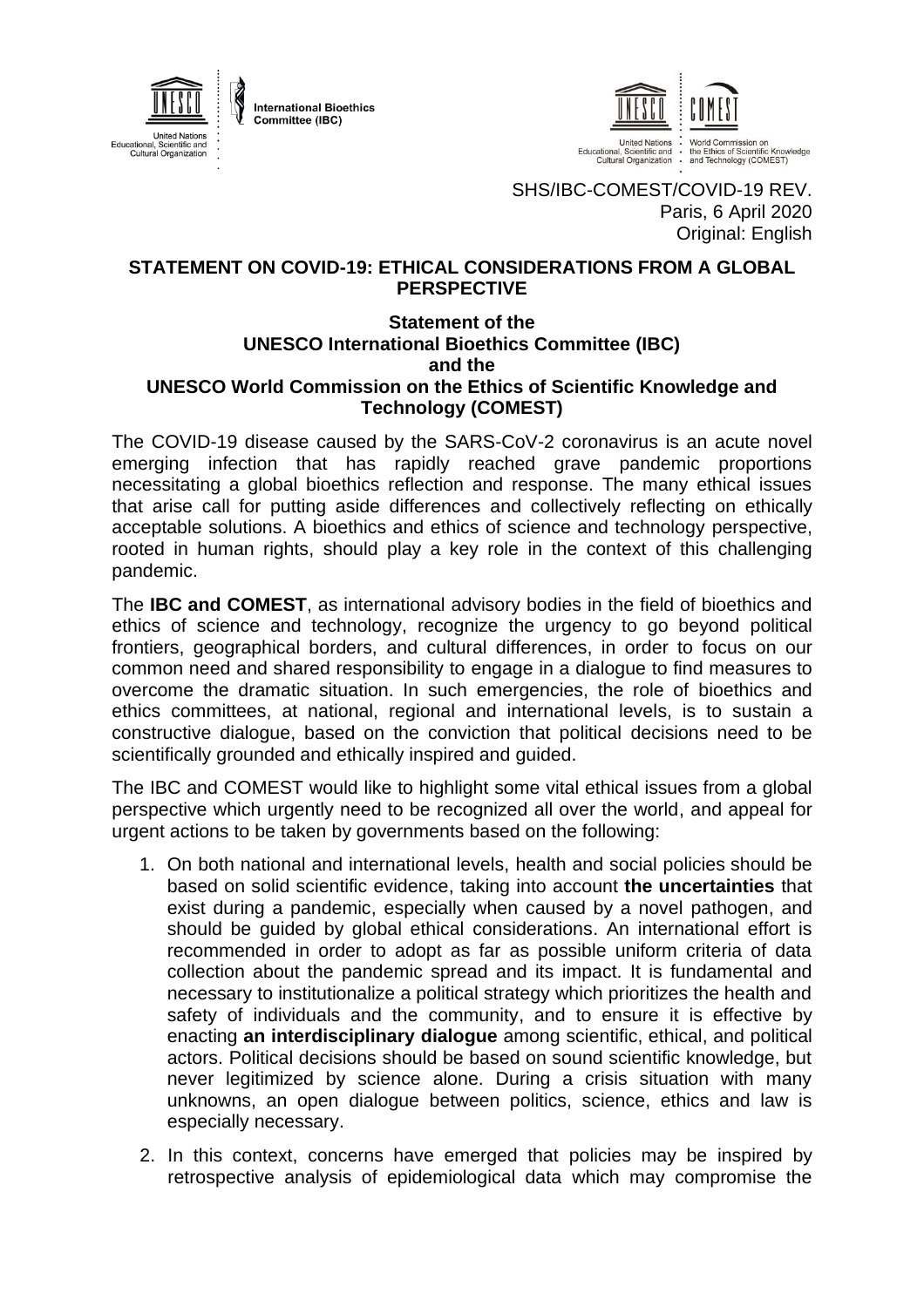United Nations Educational, Scientific and Cultural Organization — International Bioethics Committee (IBC)

United Nations Educational, Scientific and Cultural Organization — World Commission on the Ethics of Scientific Knowledge and Technology (COMEST)

SHS/IBC-COMEST/COVID-19 REV.
Paris, 6 April 2020
Original: English

# STATEMENT ON COVID-19: ETHICAL CONSIDERATIONS FROM A GLOBAL PERSPECTIVE

## Statement of the UNESCO International Bioethics Committee (IBC) and the UNESCO World Commission on the Ethics of Scientific Knowledge and Technology (COMEST)

The COVID-19 disease caused by the SARS-CoV-2 coronavirus is an acute novel emerging infection that has rapidly reached grave pandemic proportions necessitating a global bioethics reflection and response. The many ethical issues that arise call for putting aside differences and collectively reflecting on ethically acceptable solutions. A bioethics and ethics of science and technology perspective, rooted in human rights, should play a key role in the context of this challenging pandemic.

The **IBC and COMEST**, as international advisory bodies in the field of bioethics and ethics of science and technology, recognize the urgency to go beyond political frontiers, geographical borders, and cultural differences, in order to focus on our common need and shared responsibility to engage in a dialogue to find measures to overcome the dramatic situation. In such emergencies, the role of bioethics and ethics committees, at national, regional and international levels, is to sustain a constructive dialogue, based on the conviction that political decisions need to be scientifically grounded and ethically inspired and guided.

The IBC and COMEST would like to highlight some vital ethical issues from a global perspective which urgently need to be recognized all over the world, and appeal for urgent actions to be taken by governments based on the following:

1. On both national and international levels, health and social policies should be based on solid scientific evidence, taking into account **the uncertainties** that exist during a pandemic, especially when caused by a novel pathogen, and should be guided by global ethical considerations. An international effort is recommended in order to adopt as far as possible uniform criteria of data collection about the pandemic spread and its impact. It is fundamental and necessary to institutionalize a political strategy which prioritizes the health and safety of individuals and the community, and to ensure it is effective by enacting **an interdisciplinary dialogue** among scientific, ethical, and political actors. Political decisions should be based on sound scientific knowledge, but never legitimized by science alone. During a crisis situation with many unknowns, an open dialogue between politics, science, ethics and law is especially necessary.

2. In this context, concerns have emerged that policies may be inspired by retrospective analysis of epidemiological data which may compromise the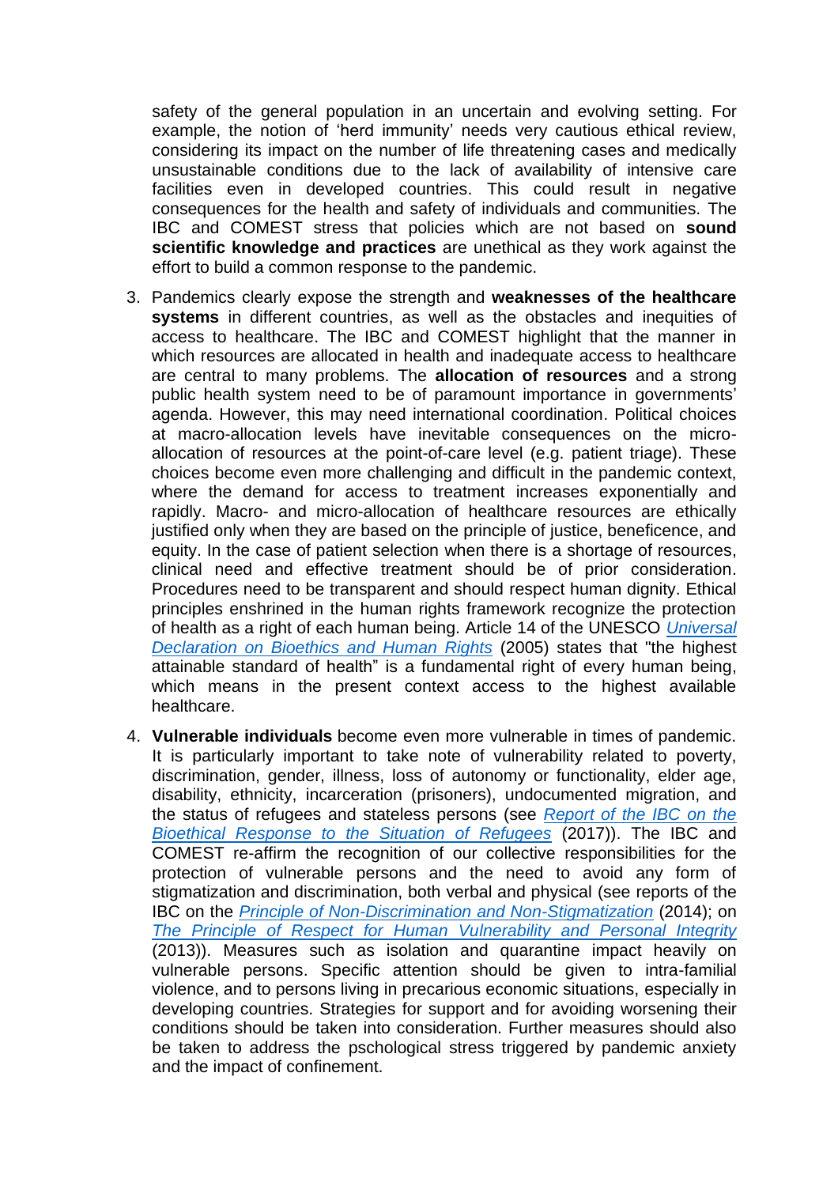safety of the general population in an uncertain and evolving setting. For example, the notion of 'herd immunity' needs very cautious ethical review, considering its impact on the number of life threatening cases and medically unsustainable conditions due to the lack of availability of intensive care facilities even in developed countries. This could result in negative consequences for the health and safety of individuals and communities. The IBC and COMEST stress that policies which are not based on **sound scientific knowledge and practices** are unethical as they work against the effort to build a common response to the pandemic.

3. Pandemics clearly expose the strength and **weaknesses of the healthcare systems** in different countries, as well as the obstacles and inequities of access to healthcare. The IBC and COMEST highlight that the manner in which resources are allocated in health and inadequate access to healthcare are central to many problems. The **allocation of resources** and a strong public health system need to be of paramount importance in governments' agenda. However, this may need international coordination. Political choices at macro-allocation levels have inevitable consequences on the micro-allocation of resources at the point-of-care level (e.g. patient triage). These choices become even more challenging and difficult in the pandemic context, where the demand for access to treatment increases exponentially and rapidly. Macro- and micro-allocation of healthcare resources are ethically justified only when they are based on the principle of justice, beneficence, and equity. In the case of patient selection when there is a shortage of resources, clinical need and effective treatment should be of prior consideration. Procedures need to be transparent and should respect human dignity. Ethical principles enshrined in the human rights framework recognize the protection of health as a right of each human being. Article 14 of the UNESCO *Universal Declaration on Bioethics and Human Rights* (2005) states that "the highest attainable standard of health" is a fundamental right of every human being, which means in the present context access to the highest available healthcare.

4. **Vulnerable individuals** become even more vulnerable in times of pandemic. It is particularly important to take note of vulnerability related to poverty, discrimination, gender, illness, loss of autonomy or functionality, elder age, disability, ethnicity, incarceration (prisoners), undocumented migration, and the status of refugees and stateless persons (see *Report of the IBC on the Bioethical Response to the Situation of Refugees* (2017)). The IBC and COMEST re-affirm the recognition of our collective responsibilities for the protection of vulnerable persons and the need to avoid any form of stigmatization and discrimination, both verbal and physical (see reports of the IBC on the *Principle of Non-Discrimination and Non-Stigmatization* (2014); on *The Principle of Respect for Human Vulnerability and Personal Integrity* (2013)). Measures such as isolation and quarantine impact heavily on vulnerable persons. Specific attention should be given to intra-familial violence, and to persons living in precarious economic situations, especially in developing countries. Strategies for support and for avoiding worsening their conditions should be taken into consideration. Further measures should also be taken to address the pschological stress triggered by pandemic anxiety and the impact of confinement.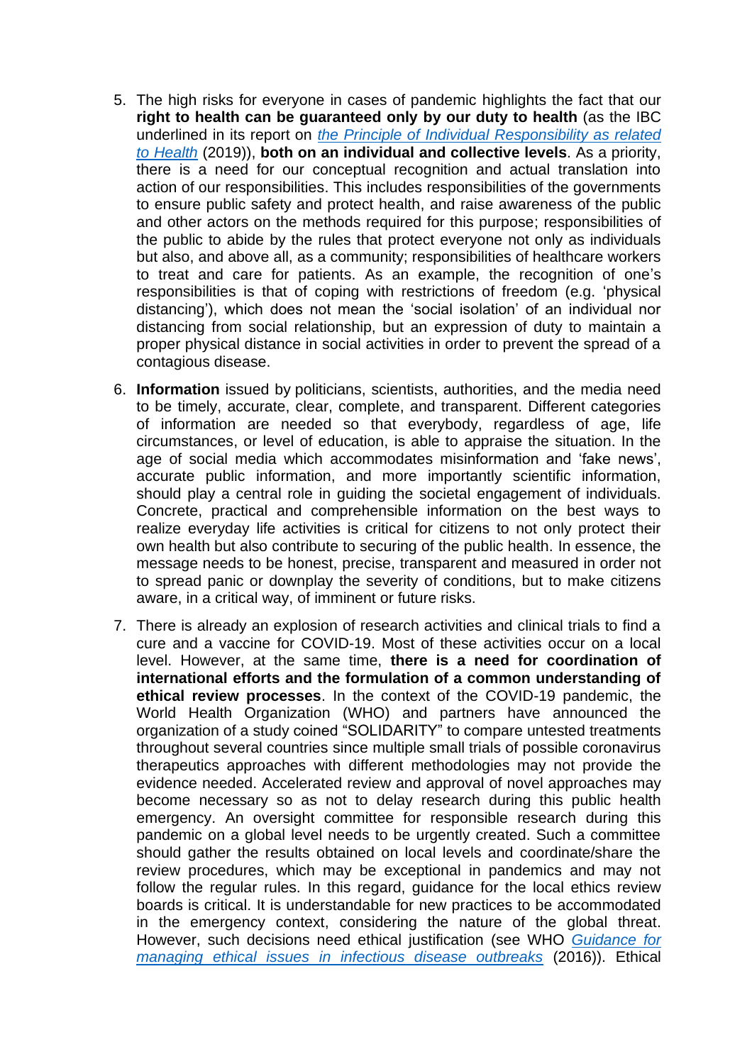5. The high risks for everyone in cases of pandemic highlights the fact that our **right to health can be guaranteed only by our duty to health** (as the IBC underlined in its report on *the Principle of Individual Responsibility as related to Health* (2019)), **both on an individual and collective levels**. As a priority, there is a need for our conceptual recognition and actual translation into action of our responsibilities. This includes responsibilities of the governments to ensure public safety and protect health, and raise awareness of the public and other actors on the methods required for this purpose; responsibilities of the public to abide by the rules that protect everyone not only as individuals but also, and above all, as a community; responsibilities of healthcare workers to treat and care for patients. As an example, the recognition of one's responsibilities is that of coping with restrictions of freedom (e.g. 'physical distancing'), which does not mean the 'social isolation' of an individual nor distancing from social relationship, but an expression of duty to maintain a proper physical distance in social activities in order to prevent the spread of a contagious disease.

6. **Information** issued by politicians, scientists, authorities, and the media need to be timely, accurate, clear, complete, and transparent. Different categories of information are needed so that everybody, regardless of age, life circumstances, or level of education, is able to appraise the situation. In the age of social media which accommodates misinformation and 'fake news', accurate public information, and more importantly scientific information, should play a central role in guiding the societal engagement of individuals. Concrete, practical and comprehensible information on the best ways to realize everyday life activities is critical for citizens to not only protect their own health but also contribute to securing of the public health. In essence, the message needs to be honest, precise, transparent and measured in order not to spread panic or downplay the severity of conditions, but to make citizens aware, in a critical way, of imminent or future risks.

7. There is already an explosion of research activities and clinical trials to find a cure and a vaccine for COVID-19. Most of these activities occur on a local level. However, at the same time, **there is a need for coordination of international efforts and the formulation of a common understanding of ethical review processes**. In the context of the COVID-19 pandemic, the World Health Organization (WHO) and partners have announced the organization of a study coined "SOLIDARITY" to compare untested treatments throughout several countries since multiple small trials of possible coronavirus therapeutics approaches with different methodologies may not provide the evidence needed. Accelerated review and approval of novel approaches may become necessary so as not to delay research during this public health emergency. An oversight committee for responsible research during this pandemic on a global level needs to be urgently created. Such a committee should gather the results obtained on local levels and coordinate/share the review procedures, which may be exceptional in pandemics and may not follow the regular rules. In this regard, guidance for the local ethics review boards is critical. It is understandable for new practices to be accommodated in the emergency context, considering the nature of the global threat. However, such decisions need ethical justification (see WHO *Guidance for managing ethical issues in infectious disease outbreaks* (2016)). Ethical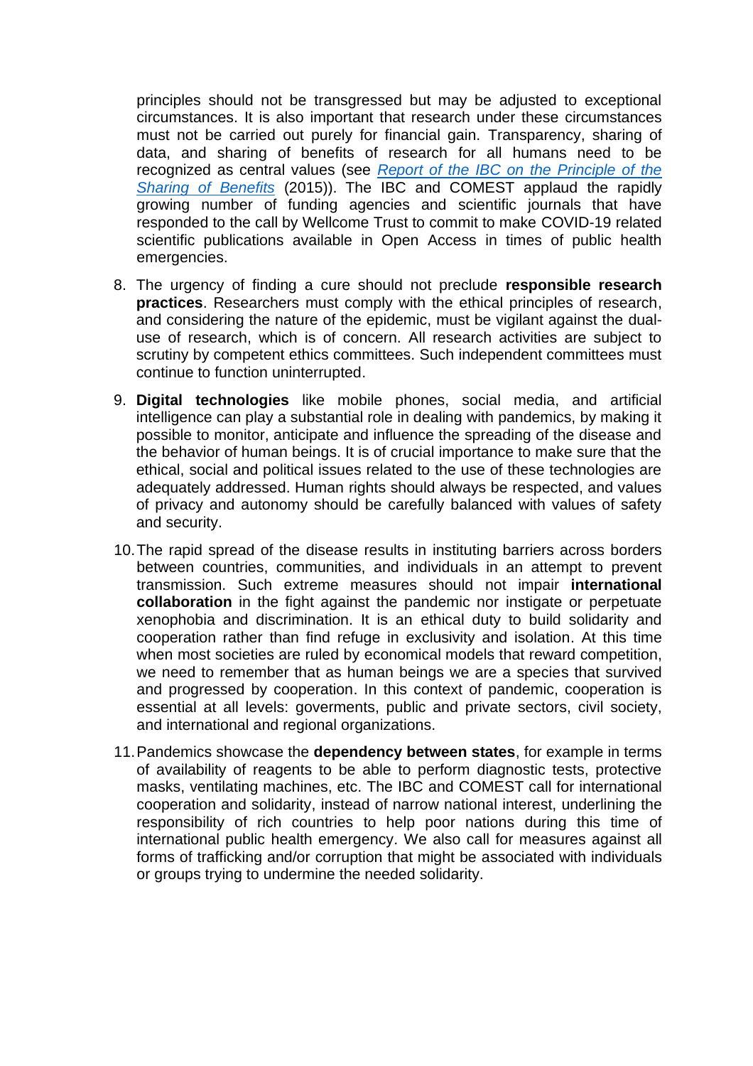principles should not be transgressed but may be adjusted to exceptional circumstances. It is also important that research under these circumstances must not be carried out purely for financial gain. Transparency, sharing of data, and sharing of benefits of research for all humans need to be recognized as central values (see *Report of the IBC on the Principle of the Sharing of Benefits* (2015)). The IBC and COMEST applaud the rapidly growing number of funding agencies and scientific journals that have responded to the call by Wellcome Trust to commit to make COVID-19 related scientific publications available in Open Access in times of public health emergencies.

8. The urgency of finding a cure should not preclude **responsible research practices**. Researchers must comply with the ethical principles of research, and considering the nature of the epidemic, must be vigilant against the dual-use of research, which is of concern. All research activities are subject to scrutiny by competent ethics committees. Such independent committees must continue to function uninterrupted.

9. **Digital technologies** like mobile phones, social media, and artificial intelligence can play a substantial role in dealing with pandemics, by making it possible to monitor, anticipate and influence the spreading of the disease and the behavior of human beings. It is of crucial importance to make sure that the ethical, social and political issues related to the use of these technologies are adequately addressed. Human rights should always be respected, and values of privacy and autonomy should be carefully balanced with values of safety and security.

10. The rapid spread of the disease results in instituting barriers across borders between countries, communities, and individuals in an attempt to prevent transmission. Such extreme measures should not impair **international collaboration** in the fight against the pandemic nor instigate or perpetuate xenophobia and discrimination. It is an ethical duty to build solidarity and cooperation rather than find refuge in exclusivity and isolation. At this time when most societies are ruled by economical models that reward competition, we need to remember that as human beings we are a species that survived and progressed by cooperation. In this context of pandemic, cooperation is essential at all levels: goverments, public and private sectors, civil society, and international and regional organizations.

11. Pandemics showcase the **dependency between states**, for example in terms of availability of reagents to be able to perform diagnostic tests, protective masks, ventilating machines, etc. The IBC and COMEST call for international cooperation and solidarity, instead of narrow national interest, underlining the responsibility of rich countries to help poor nations during this time of international public health emergency. We also call for measures against all forms of trafficking and/or corruption that might be associated with individuals or groups trying to undermine the needed solidarity.